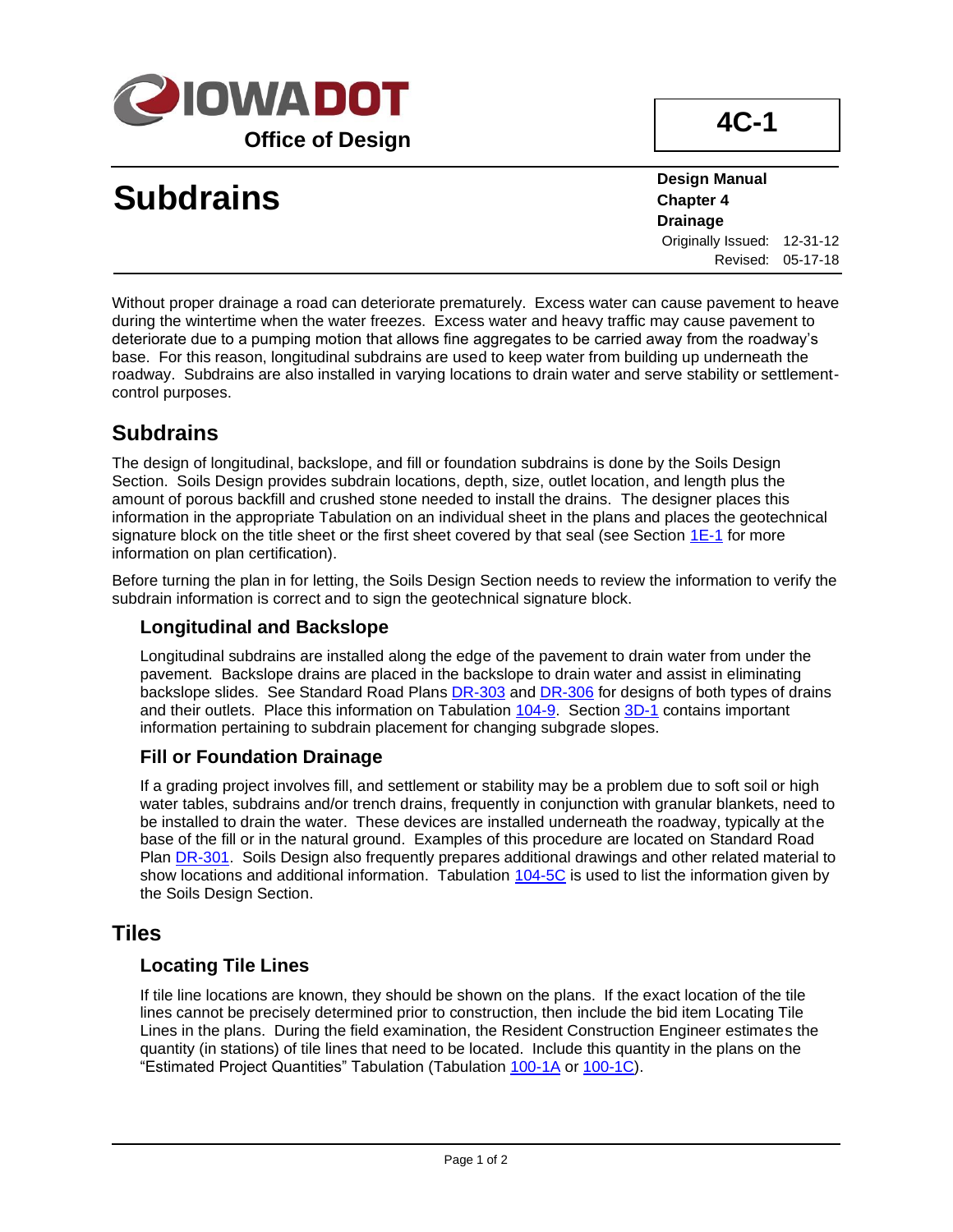**IOWA DOT**

**Office of Design**

**4C-1**

# Subdrains

**Design Manual**
**Chapter 4**
**Drainage**

Originally Issued: 12-31-12
Revised: 05-17-18

Without proper drainage a road can deteriorate prematurely. Excess water can cause pavement to heave during the wintertime when the water freezes. Excess water and heavy traffic may cause pavement to deteriorate due to a pumping motion that allows fine aggregates to be carried away from the roadway's base. For this reason, longitudinal subdrains are used to keep water from building up underneath the roadway. Subdrains are also installed in varying locations to drain water and serve stability or settlement-control purposes.

## Subdrains

The design of longitudinal, backslope, and fill or foundation subdrains is done by the Soils Design Section. Soils Design provides subdrain locations, depth, size, outlet location, and length plus the amount of porous backfill and crushed stone needed to install the drains. The designer places this information in the appropriate Tabulation on an individual sheet in the plans and places the geotechnical signature block on the title sheet or the first sheet covered by that seal (see Section 1E-1 for more information on plan certification).

Before turning the plan in for letting, the Soils Design Section needs to review the information to verify the subdrain information is correct and to sign the geotechnical signature block.

### Longitudinal and Backslope

Longitudinal subdrains are installed along the edge of the pavement to drain water from under the pavement. Backslope drains are placed in the backslope to drain water and assist in eliminating backslope slides. See Standard Road Plans DR-303 and DR-306 for designs of both types of drains and their outlets. Place this information on Tabulation 104-9. Section 3D-1 contains important information pertaining to subdrain placement for changing subgrade slopes.

### Fill or Foundation Drainage

If a grading project involves fill, and settlement or stability may be a problem due to soft soil or high water tables, subdrains and/or trench drains, frequently in conjunction with granular blankets, need to be installed to drain the water. These devices are installed underneath the roadway, typically at the base of the fill or in the natural ground. Examples of this procedure are located on Standard Road Plan DR-301. Soils Design also frequently prepares additional drawings and other related material to show locations and additional information. Tabulation 104-5C is used to list the information given by the Soils Design Section.

## Tiles

### Locating Tile Lines

If tile line locations are known, they should be shown on the plans. If the exact location of the tile lines cannot be precisely determined prior to construction, then include the bid item Locating Tile Lines in the plans. During the field examination, the Resident Construction Engineer estimates the quantity (in stations) of tile lines that need to be located. Include this quantity in the plans on the "Estimated Project Quantities" Tabulation (Tabulation 100-1A or 100-1C).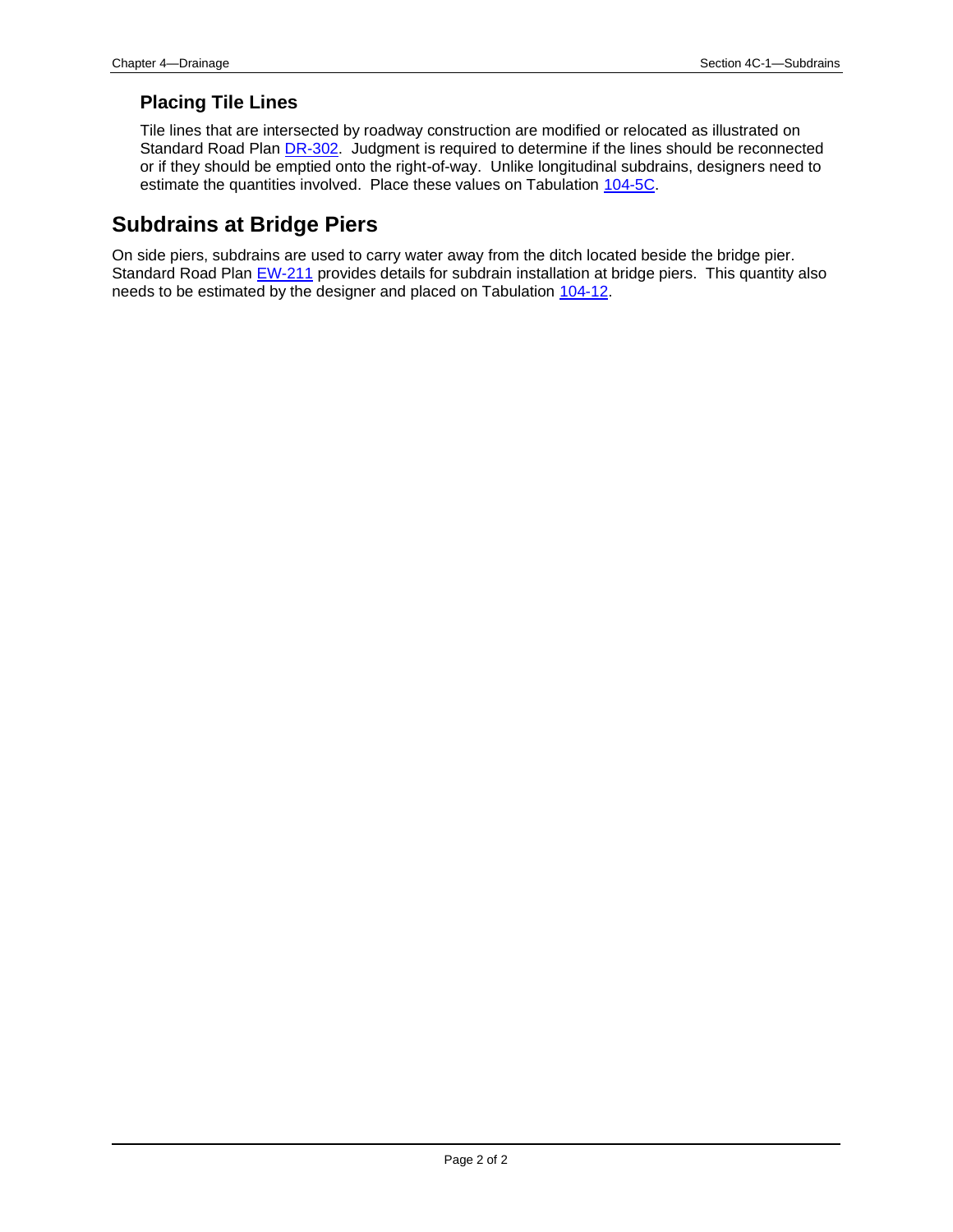### Placing Tile Lines

Tile lines that are intersected by roadway construction are modified or relocated as illustrated on Standard Road Plan DR-302. Judgment is required to determine if the lines should be reconnected or if they should be emptied onto the right-of-way. Unlike longitudinal subdrains, designers need to estimate the quantities involved. Place these values on Tabulation 104-5C.

## Subdrains at Bridge Piers

On side piers, subdrains are used to carry water away from the ditch located beside the bridge pier. Standard Road Plan EW-211 provides details for subdrain installation at bridge piers. This quantity also needs to be estimated by the designer and placed on Tabulation 104-12.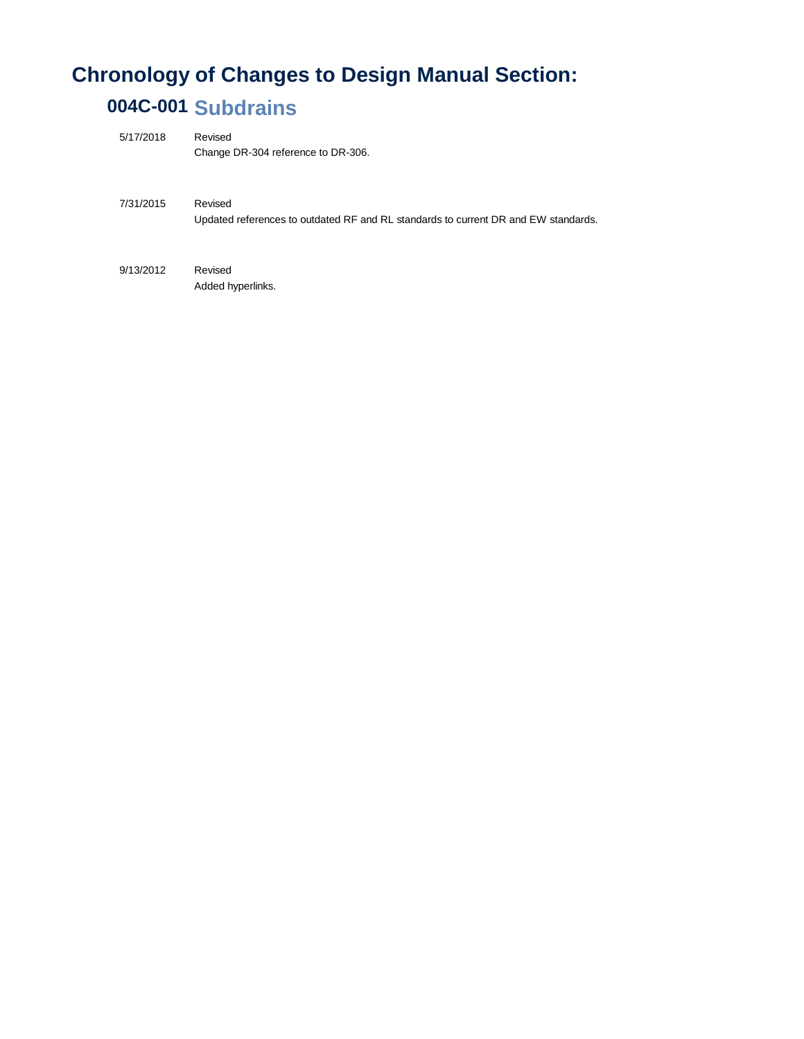# Chronology of Changes to Design Manual Section:

## 004C-001 Subdrains

| | |
|---|---|
| 5/17/2018 | Revised<br>Change DR-304 reference to DR-306. |
| 7/31/2015 | Revised<br>Updated references to outdated RF and RL standards to current DR and EW standards. |
| 9/13/2012 | Revised<br>Added hyperlinks. |